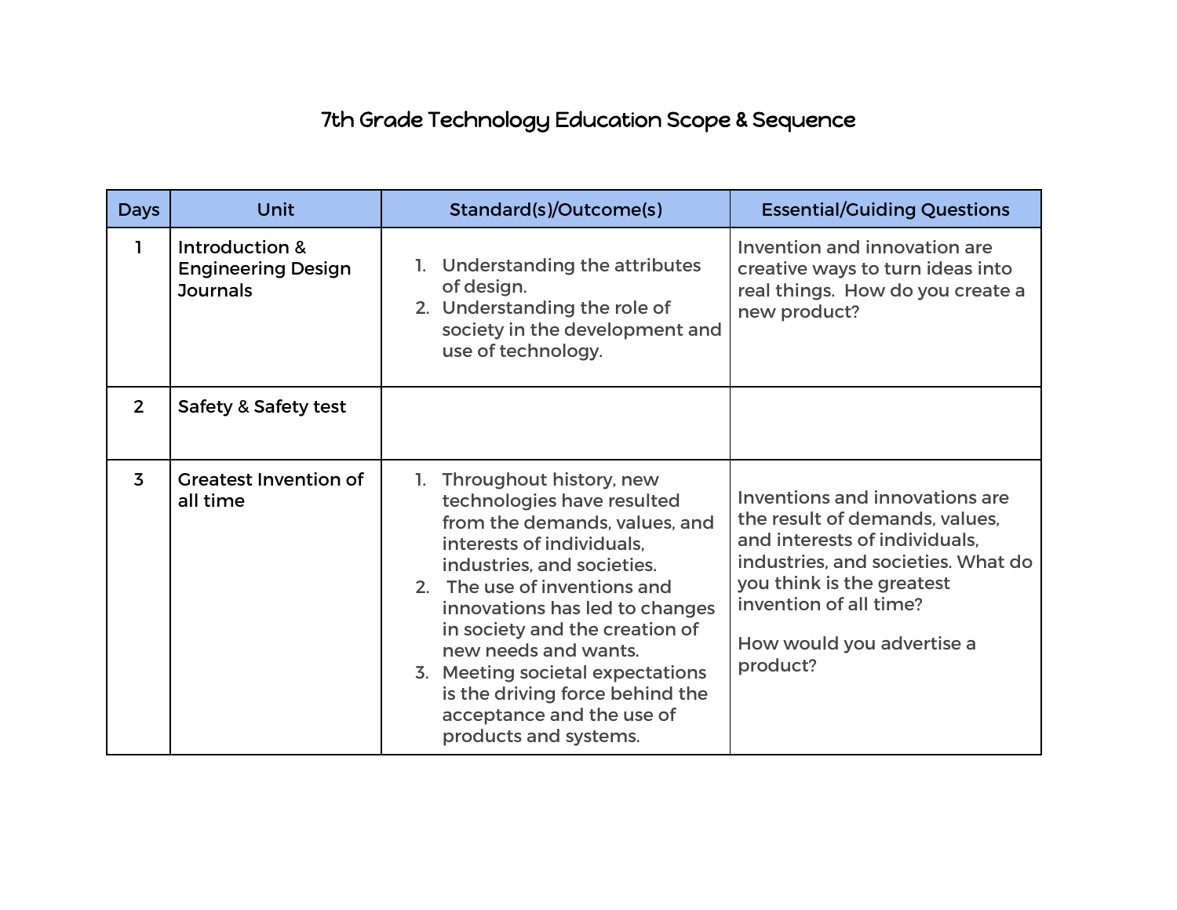# 7th Grade Technology Education Scope & Sequence

| Days | Unit | Standard(s)/Outcome(s) | Essential/Guiding Questions |
|---|---|---|---|
| 1 | Introduction & Engineering Design Journals | 1. Understanding the attributes of design.<br>2. Understanding the role of society in the development and use of technology. | Invention and innovation are creative ways to turn ideas into real things. How do you create a new product? |
| 2 | Safety & Safety test | | |
| 3 | Greatest Invention of all time | 1. Throughout history, new technologies have resulted from the demands, values, and interests of individuals, industries, and societies.<br>2. The use of inventions and innovations has led to changes in society and the creation of new needs and wants.<br>3. Meeting societal expectations is the driving force behind the acceptance and the use of products and systems. | Inventions and innovations are the result of demands, values, and interests of individuals, industries, and societies. What do you think is the greatest invention of all time?<br><br>How would you advertise a product? |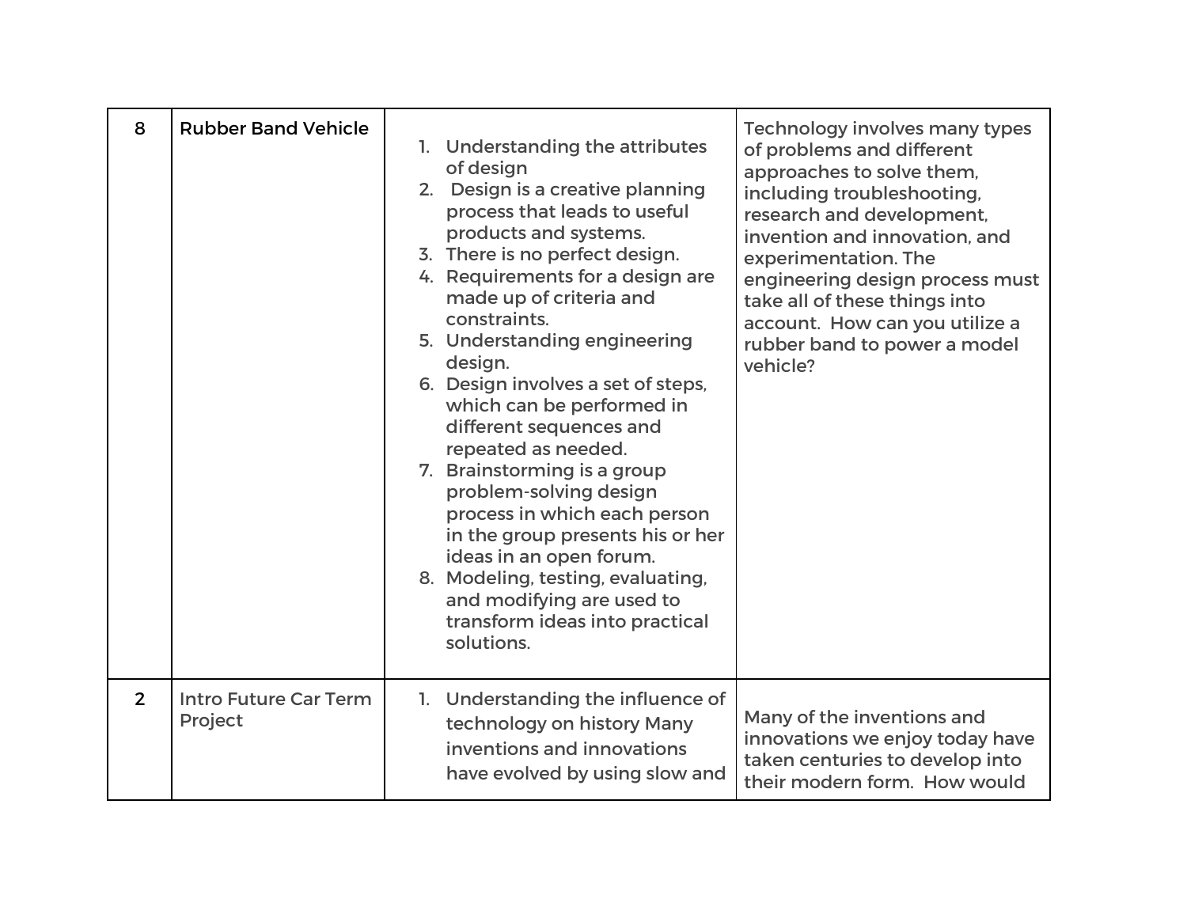| | | | |
|---|---|---|---|
| 8 | Rubber Band Vehicle | 1. Understanding the attributes of design<br>2. Design is a creative planning process that leads to useful products and systems.<br>3. There is no perfect design.<br>4. Requirements for a design are made up of criteria and constraints.<br>5. Understanding engineering design.<br>6. Design involves a set of steps, which can be performed in different sequences and repeated as needed.<br>7. Brainstorming is a group problem-solving design process in which each person in the group presents his or her ideas in an open forum.<br>8. Modeling, testing, evaluating, and modifying are used to transform ideas into practical solutions. | Technology involves many types of problems and different approaches to solve them, including troubleshooting, research and development, invention and innovation, and experimentation. The engineering design process must take all of these things into account. How can you utilize a rubber band to power a model vehicle? |
| 2 | Intro Future Car Term Project | 1. Understanding the influence of technology on history Many inventions and innovations have evolved by using slow and | Many of the inventions and innovations we enjoy today have taken centuries to develop into their modern form. How would |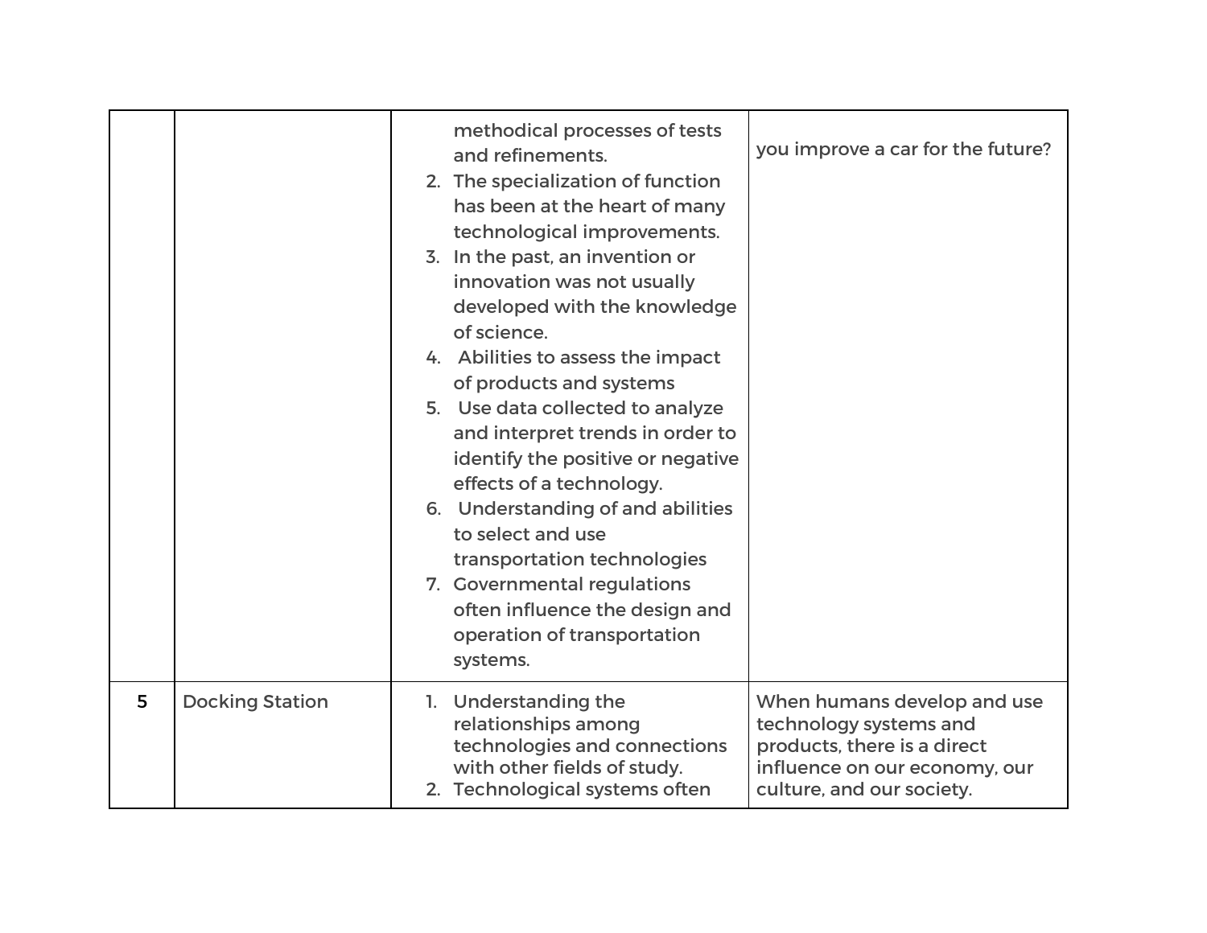| | | | |
|---|---|---|---|
| | | methodical processes of tests and refinements.<br>2. The specialization of function has been at the heart of many technological improvements.<br>3. In the past, an invention or innovation was not usually developed with the knowledge of science.<br>4. Abilities to assess the impact of products and systems<br>5. Use data collected to analyze and interpret trends in order to identify the positive or negative effects of a technology.<br>6. Understanding of and abilities to select and use transportation technologies<br>7. Governmental regulations often influence the design and operation of transportation systems. | you improve a car for the future? |
| 5 | Docking Station | 1. Understanding the relationships among technologies and connections with other fields of study.<br>2. Technological systems often | When humans develop and use technology systems and products, there is a direct influence on our economy, our culture, and our society. |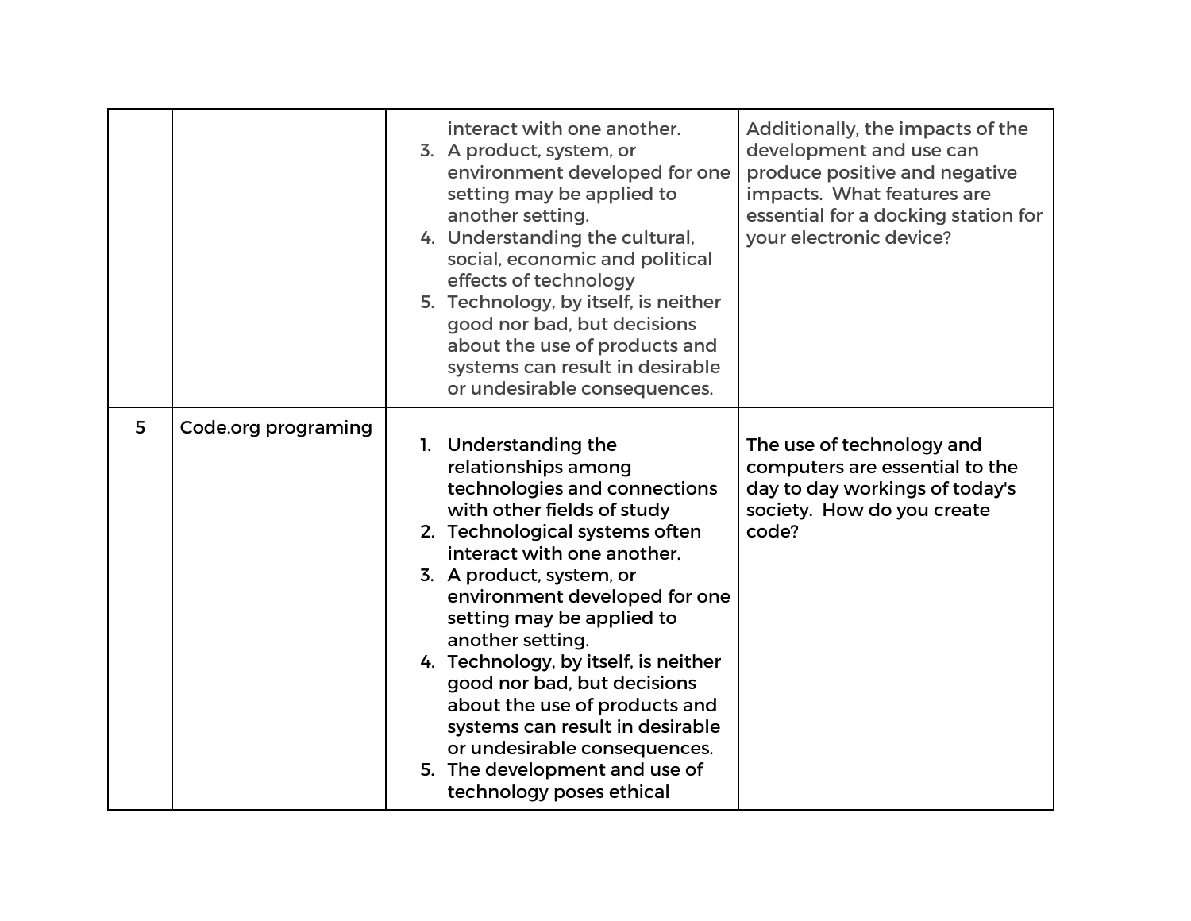| | | | |
|---|---|---|---|
| | | interact with one another.<br>3. A product, system, or environment developed for one setting may be applied to another setting.<br>4. Understanding the cultural, social, economic and political effects of technology<br>5. Technology, by itself, is neither good nor bad, but decisions about the use of products and systems can result in desirable or undesirable consequences. | Additionally, the impacts of the development and use can produce positive and negative impacts. What features are essential for a docking station for your electronic device? |
| 5 | Code.org programing | 1. Understanding the relationships among technologies and connections with other fields of study<br>2. Technological systems often interact with one another.<br>3. A product, system, or environment developed for one setting may be applied to another setting.<br>4. Technology, by itself, is neither good nor bad, but decisions about the use of products and systems can result in desirable or undesirable consequences.<br>5. The development and use of technology poses ethical | The use of technology and computers are essential to the day to day workings of today's society. How do you create code? |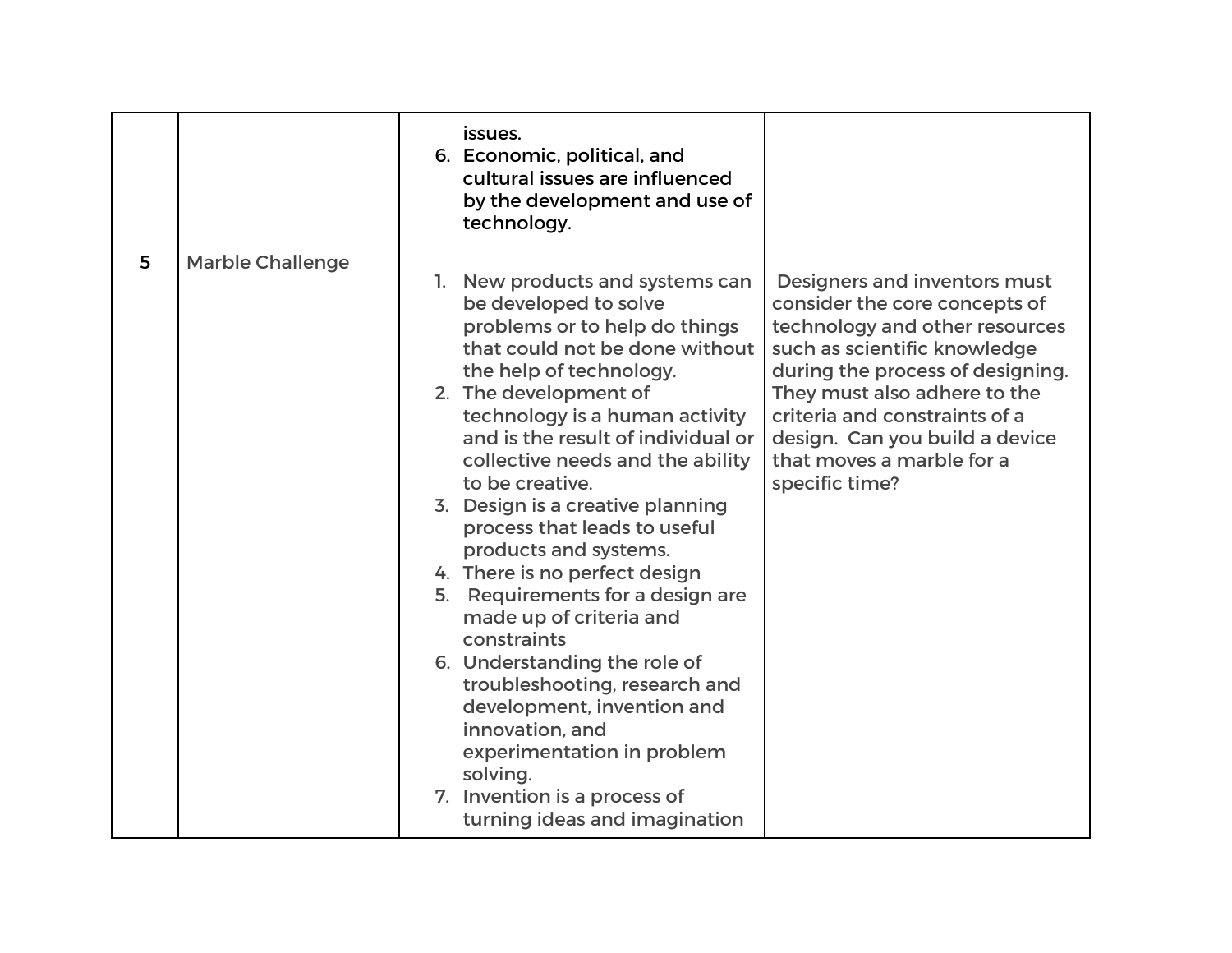| | | | |
|---|---|---|---|
| | | issues.<br>6. Economic, political, and cultural issues are influenced by the development and use of technology. | |
| 5 | Marble Challenge | 1. New products and systems can be developed to solve problems or to help do things that could not be done without the help of technology.<br>2. The development of technology is a human activity and is the result of individual or collective needs and the ability to be creative.<br>3. Design is a creative planning process that leads to useful products and systems.<br>4. There is no perfect design<br>5. Requirements for a design are made up of criteria and constraints<br>6. Understanding the role of troubleshooting, research and development, invention and innovation, and experimentation in problem solving.<br>7. Invention is a process of turning ideas and imagination | Designers and inventors must consider the core concepts of technology and other resources such as scientific knowledge during the process of designing. They must also adhere to the criteria and constraints of a design. Can you build a device that moves a marble for a specific time? |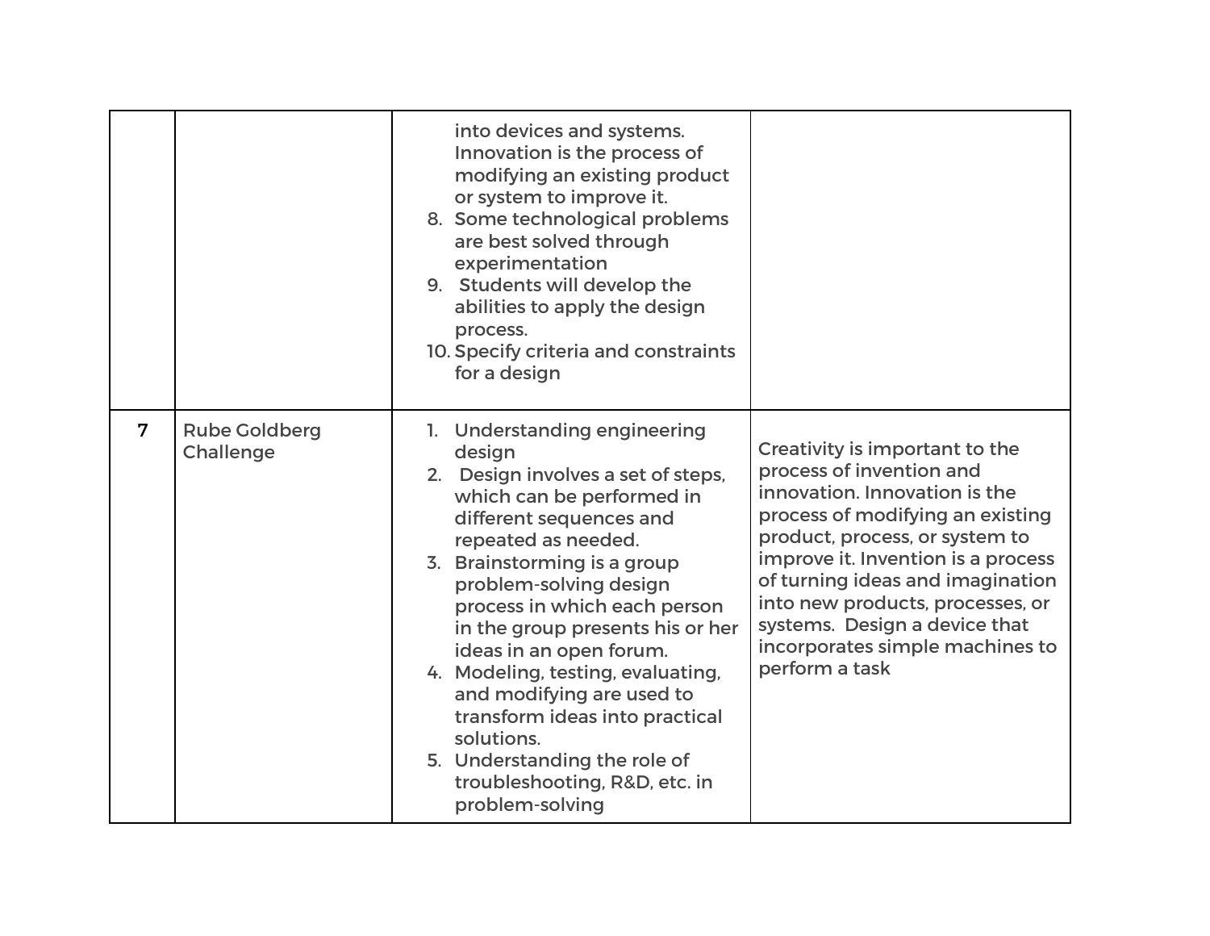| | | | |
|---|---|---|---|
| | | into devices and systems. Innovation is the process of modifying an existing product or system to improve it.<br>8. Some technological problems are best solved through experimentation<br>9. Students will develop the abilities to apply the design process.<br>10. Specify criteria and constraints for a design | |
| **7** | Rube Goldberg Challenge | 1. Understanding engineering design<br>2. Design involves a set of steps, which can be performed in different sequences and repeated as needed.<br>3. Brainstorming is a group problem-solving design process in which each person in the group presents his or her ideas in an open forum.<br>4. Modeling, testing, evaluating, and modifying are used to transform ideas into practical solutions.<br>5. Understanding the role of troubleshooting, R&D, etc. in problem-solving | Creativity is important to the process of invention and innovation. Innovation is the process of modifying an existing product, process, or system to improve it. Invention is a process of turning ideas and imagination into new products, processes, or systems. Design a device that incorporates simple machines to perform a task |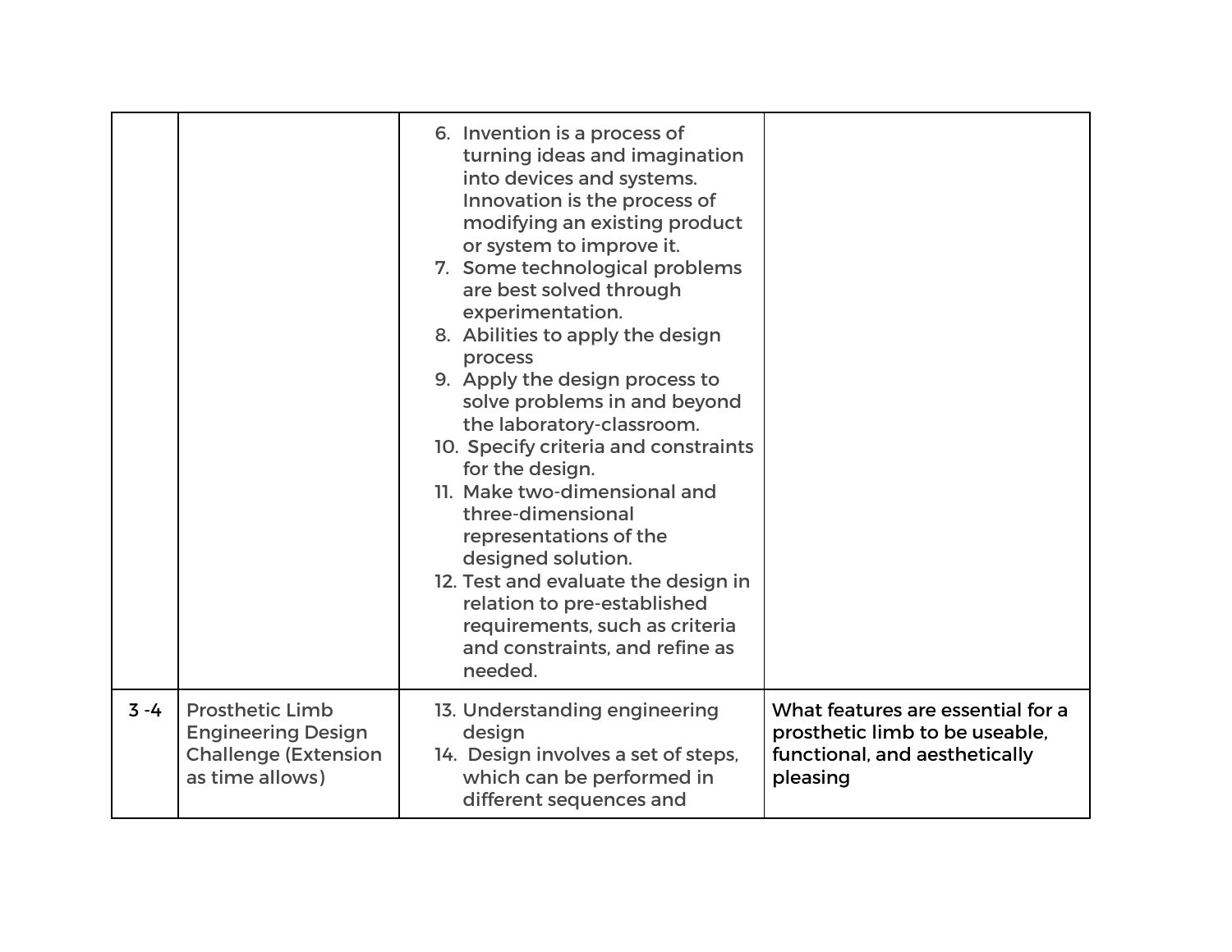| | | | |
|---|---|---|---|
| | | 6. Invention is a process of turning ideas and imagination into devices and systems. Innovation is the process of modifying an existing product or system to improve it.<br>7. Some technological problems are best solved through experimentation.<br>8. Abilities to apply the design process<br>9. Apply the design process to solve problems in and beyond the laboratory-classroom.<br>10. Specify criteria and constraints for the design.<br>11. Make two-dimensional and three-dimensional representations of the designed solution.<br>12. Test and evaluate the design in relation to pre-established requirements, such as criteria and constraints, and refine as needed. | |
| 3 -4 | Prosthetic Limb Engineering Design Challenge (Extension as time allows) | 13. Understanding engineering design<br>14. Design involves a set of steps, which can be performed in different sequences and | What features are essential for a prosthetic limb to be useable, functional, and aesthetically pleasing |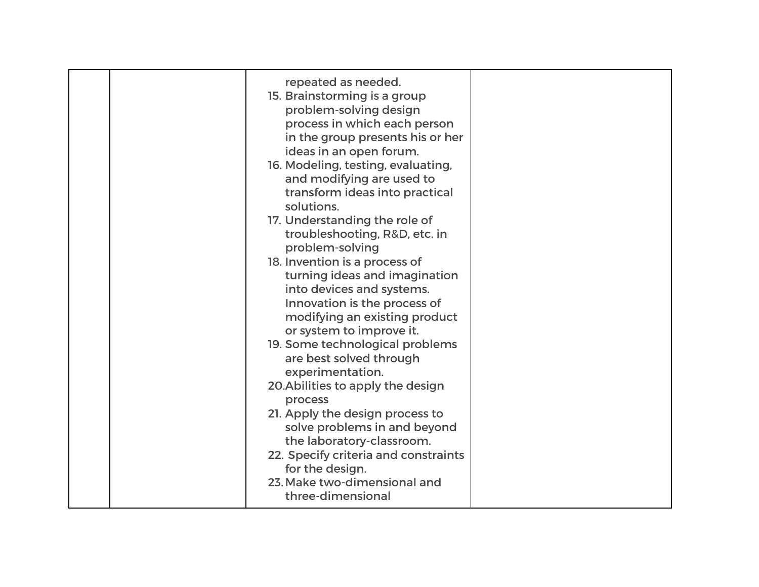| | | | |
|---|---|---|---|
| | | repeated as needed.<br>15. Brainstorming is a group problem-solving design process in which each person in the group presents his or her ideas in an open forum.<br>16. Modeling, testing, evaluating, and modifying are used to transform ideas into practical solutions.<br>17. Understanding the role of troubleshooting, R&D, etc. in problem-solving<br>18. Invention is a process of turning ideas and imagination into devices and systems. Innovation is the process of modifying an existing product or system to improve it.<br>19. Some technological problems are best solved through experimentation.<br>20. Abilities to apply the design process<br>21. Apply the design process to solve problems in and beyond the laboratory-classroom.<br>22. Specify criteria and constraints for the design.<br>23. Make two-dimensional and three-dimensional | |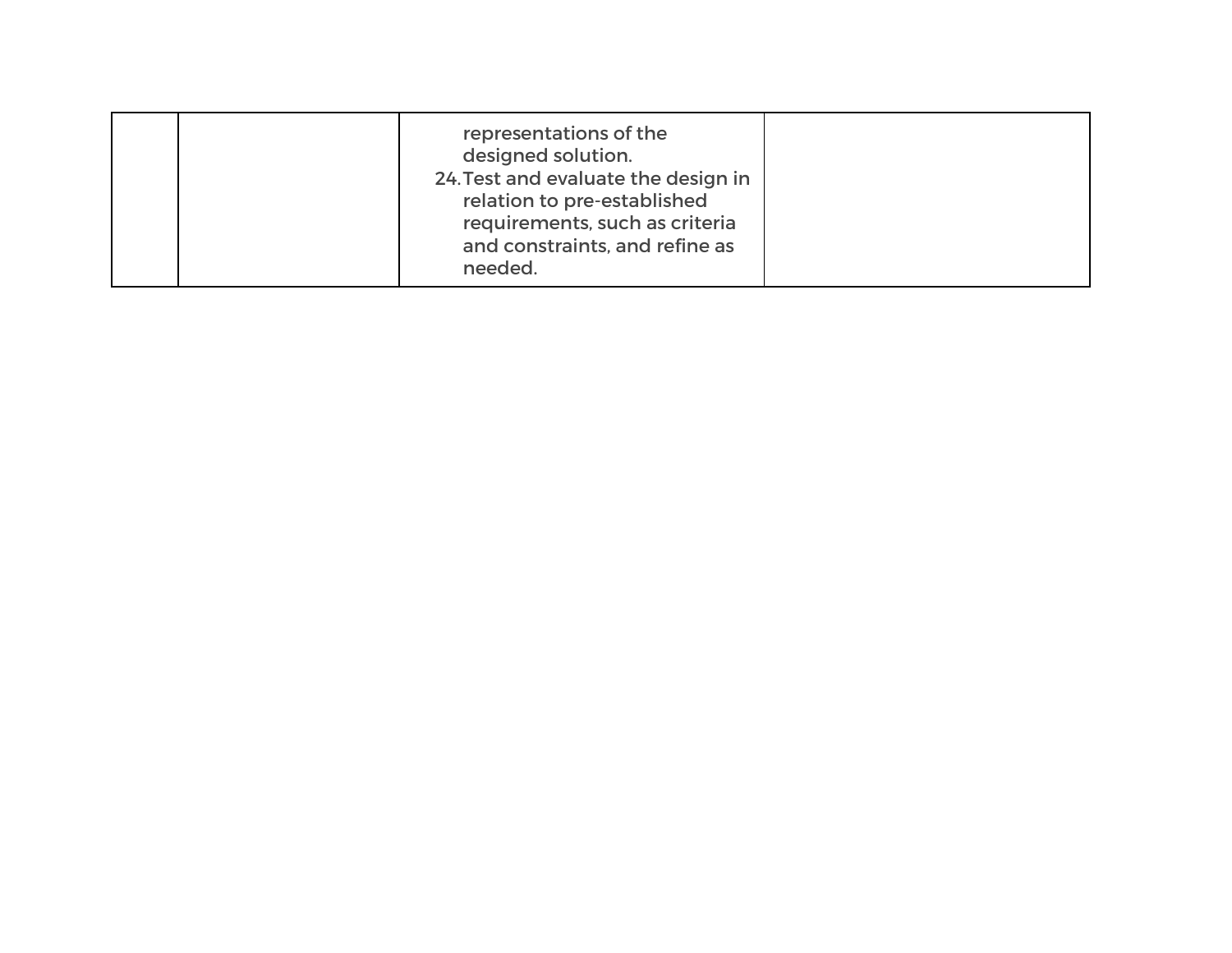| | | | |
|---|---|---|---|
| | | representations of the designed solution.<br>24. Test and evaluate the design in relation to pre-established requirements, such as criteria and constraints, and refine as needed. | |